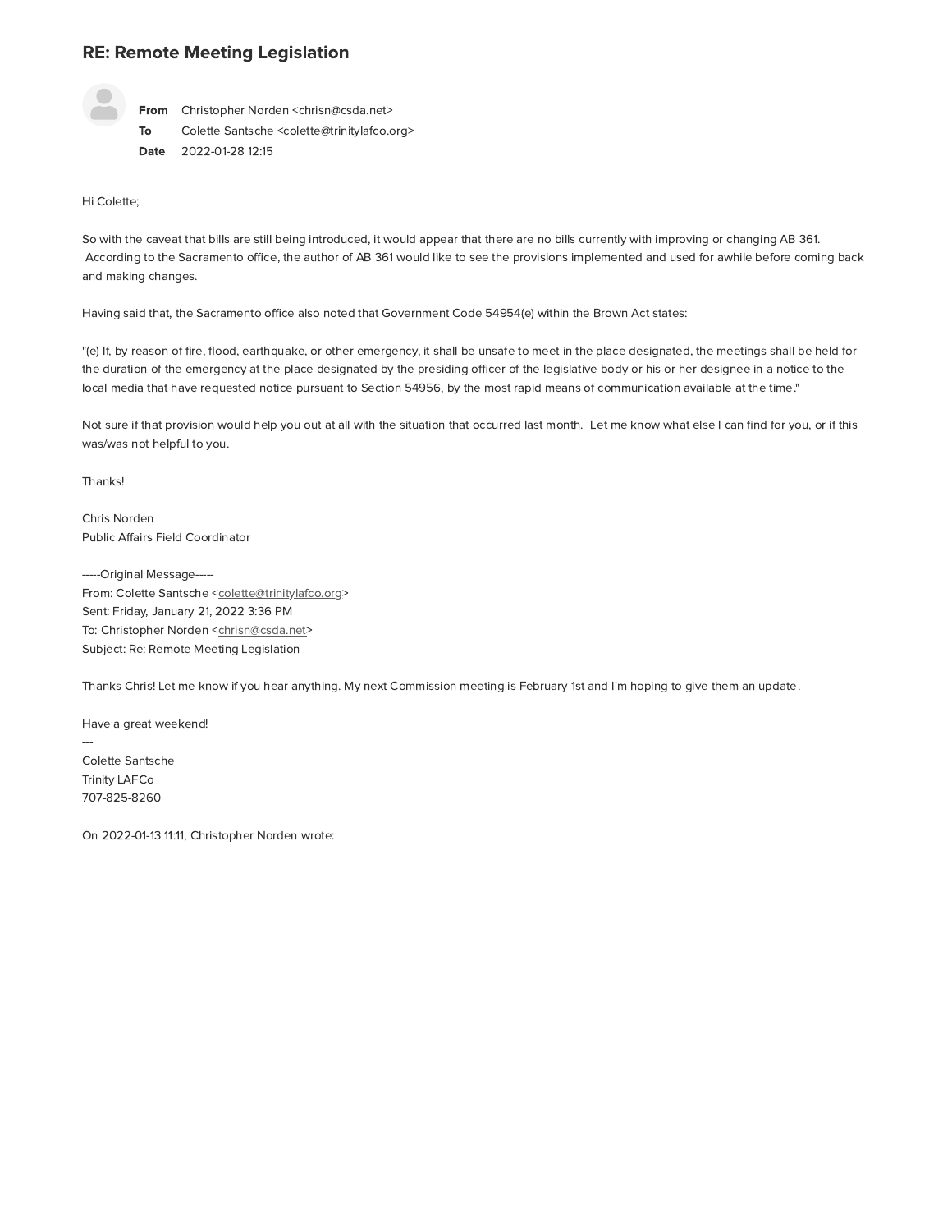# RE: Remote Meeting Legislation

**From** Christopher Norden <chrisn@csda.net>
**To** Colette Santsche <colette@trinitylafco.org>
**Date** 2022-01-28 12:15

Hi Colette;

So with the caveat that bills are still being introduced, it would appear that there are no bills currently with improving or changing AB 361. According to the Sacramento office, the author of AB 361 would like to see the provisions implemented and used for awhile before coming back and making changes.

Having said that, the Sacramento office also noted that Government Code 54954(e) within the Brown Act states:

"(e) If, by reason of fire, flood, earthquake, or other emergency, it shall be unsafe to meet in the place designated, the meetings shall be held for the duration of the emergency at the place designated by the presiding officer of the legislative body or his or her designee in a notice to the local media that have requested notice pursuant to Section 54956, by the most rapid means of communication available at the time."

Not sure if that provision would help you out at all with the situation that occurred last month. Let me know what else I can find for you, or if this was/was not helpful to you.

Thanks!

Chris Norden
Public Affairs Field Coordinator

-----Original Message-----
From: Colette Santsche <colette@trinitylafco.org>
Sent: Friday, January 21, 2022 3:36 PM
To: Christopher Norden <chrisn@csda.net>
Subject: Re: Remote Meeting Legislation

Thanks Chris! Let me know if you hear anything. My next Commission meeting is February 1st and I'm hoping to give them an update.

Have a great weekend!
---
Colette Santsche
Trinity LAFCo
707-825-8260

On 2022-01-13 11:11, Christopher Norden wrote: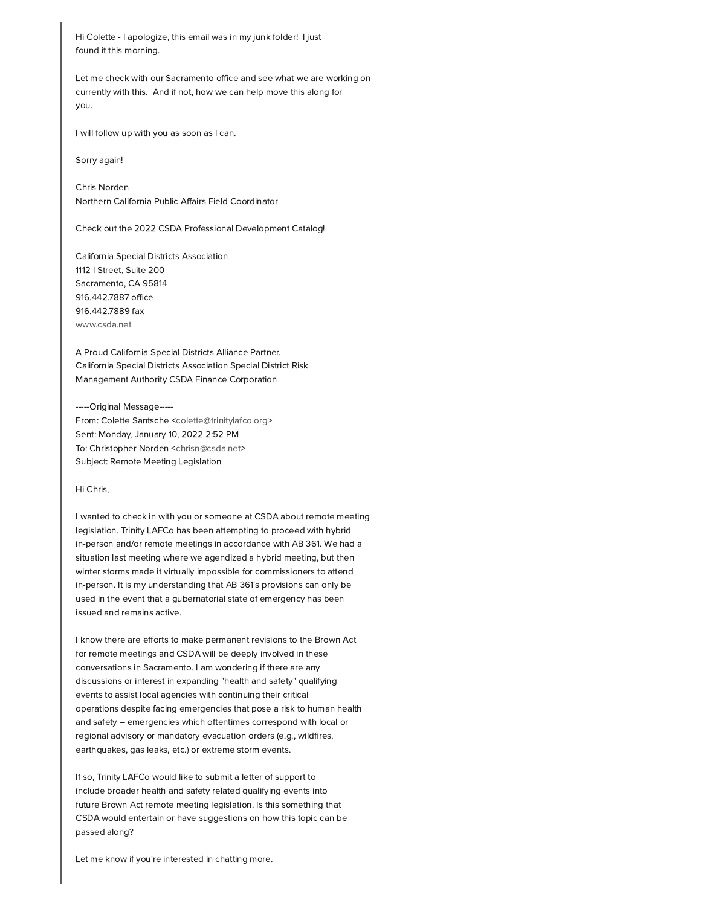Hi Colette - I apologize, this email was in my junk folder! I just found it this morning.

Let me check with our Sacramento office and see what we are working on currently with this. And if not, how we can help move this along for you.

I will follow up with you as soon as I can.

Sorry again!

Chris Norden
Northern California Public Affairs Field Coordinator

Check out the 2022 CSDA Professional Development Catalog!

California Special Districts Association
1112 I Street, Suite 200
Sacramento, CA 95814
916.442.7887 office
916.442.7889 fax
www.csda.net

A Proud California Special Districts Alliance Partner.
California Special Districts Association Special District Risk Management Authority CSDA Finance Corporation

-----Original Message-----
From: Colette Santsche <colette@trinitylafco.org>
Sent: Monday, January 10, 2022 2:52 PM
To: Christopher Norden <chrisn@csda.net>
Subject: Remote Meeting Legislation

Hi Chris,

I wanted to check in with you or someone at CSDA about remote meeting legislation. Trinity LAFCo has been attempting to proceed with hybrid in-person and/or remote meetings in accordance with AB 361. We had a situation last meeting where we agendized a hybrid meeting, but then winter storms made it virtually impossible for commissioners to attend in-person. It is my understanding that AB 361's provisions can only be used in the event that a gubernatorial state of emergency has been issued and remains active.

I know there are efforts to make permanent revisions to the Brown Act for remote meetings and CSDA will be deeply involved in these conversations in Sacramento. I am wondering if there are any discussions or interest in expanding "health and safety" qualifying events to assist local agencies with continuing their critical operations despite facing emergencies that pose a risk to human health and safety – emergencies which oftentimes correspond with local or regional advisory or mandatory evacuation orders (e.g., wildfires, earthquakes, gas leaks, etc.) or extreme storm events.

If so, Trinity LAFCo would like to submit a letter of support to include broader health and safety related qualifying events into future Brown Act remote meeting legislation. Is this something that CSDA would entertain or have suggestions on how this topic can be passed along?

Let me know if you're interested in chatting more.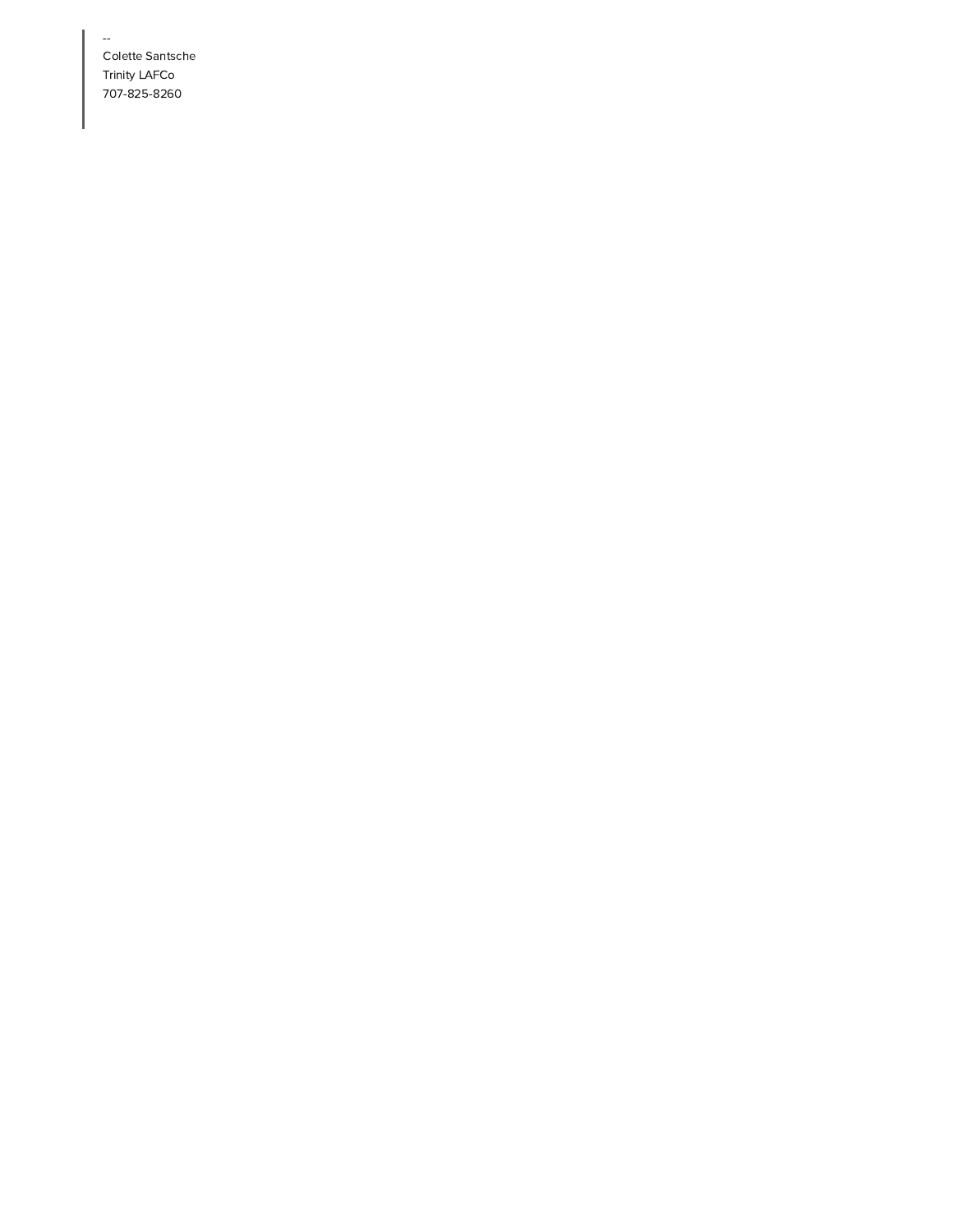> --
> Colette Santsche
> Trinity LAFCo
> 707-825-8260